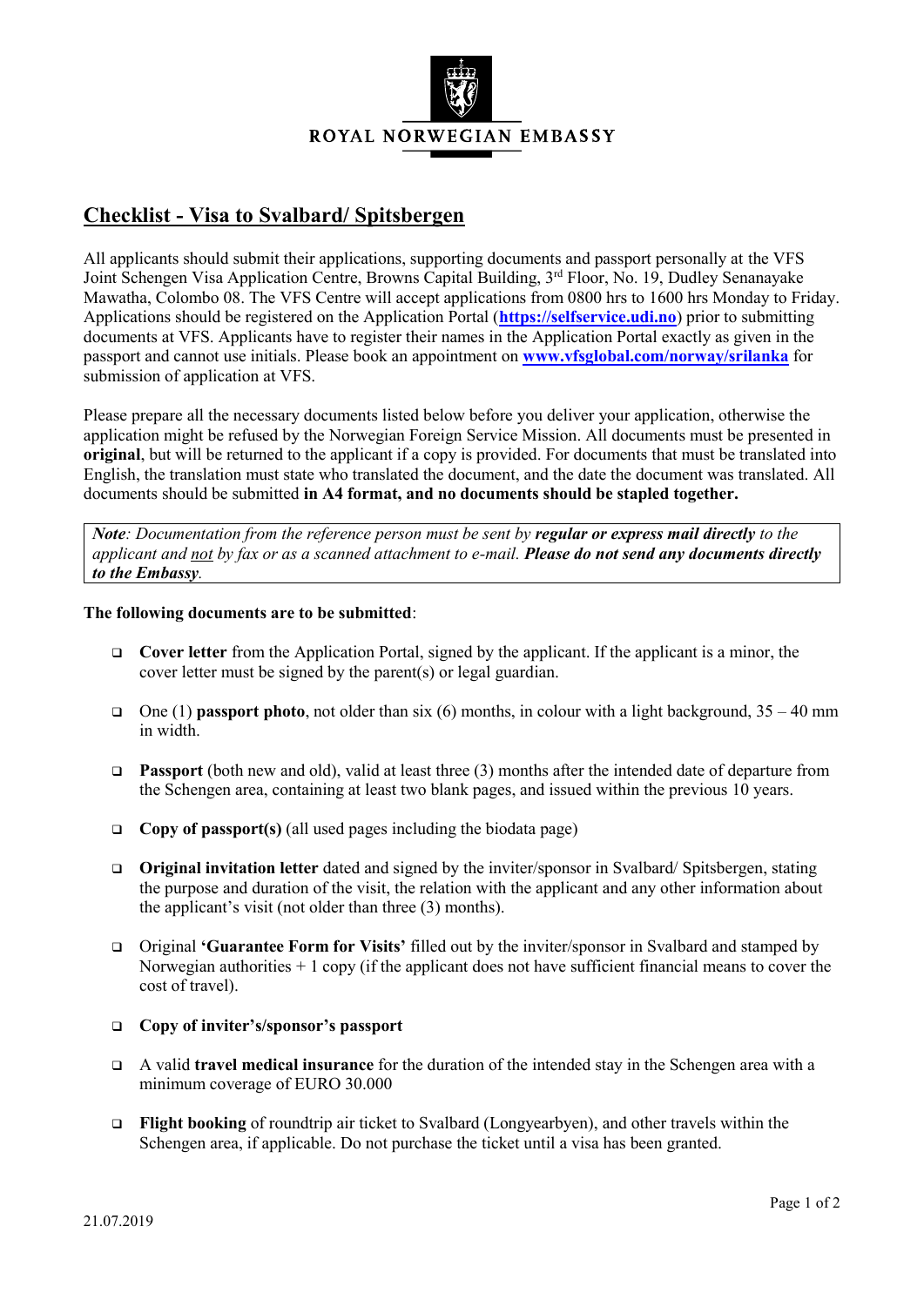ROYAL NORWEGIAN EMBASSY

# Checklist - Visa to Svalbard/ Spitsbergen

All applicants should submit their applications, supporting documents and passport personally at the VFS Joint Schengen Visa Application Centre, Browns Capital Building, 3rd Floor, No. 19, Dudley Senanayake Mawatha, Colombo 08. The VFS Centre will accept applications from 0800 hrs to 1600 hrs Monday to Friday. Applications should be registered on the Application Portal (**https://selfservice.udi.no**) prior to submitting documents at VFS. Applicants have to register their names in the Application Portal exactly as given in the passport and cannot use initials. Please book an appointment on **www.vfsglobal.com/norway/srilanka** for submission of application at VFS.

Please prepare all the necessary documents listed below before you deliver your application, otherwise the application might be refused by the Norwegian Foreign Service Mission. All documents must be presented in **original**, but will be returned to the applicant if a copy is provided. For documents that must be translated into English, the translation must state who translated the document, and the date the document was translated. All documents should be submitted **in A4 format, and no documents should be stapled together.**

> ***Note**: Documentation from the reference person must be sent by **regular or express mail directly** to the applicant and not by fax or as a scanned attachment to e-mail. **Please do not send any documents directly to the Embassy**.*

**The following documents are to be submitted**:

- **Cover letter** from the Application Portal, signed by the applicant. If the applicant is a minor, the cover letter must be signed by the parent(s) or legal guardian.
- One (1) **passport photo**, not older than six (6) months, in colour with a light background, 35 – 40 mm in width.
- **Passport** (both new and old), valid at least three (3) months after the intended date of departure from the Schengen area, containing at least two blank pages, and issued within the previous 10 years.
- **Copy of passport(s)** (all used pages including the biodata page)
- **Original invitation letter** dated and signed by the inviter/sponsor in Svalbard/ Spitsbergen, stating the purpose and duration of the visit, the relation with the applicant and any other information about the applicant's visit (not older than three (3) months).
- Original **'Guarantee Form for Visits'** filled out by the inviter/sponsor in Svalbard and stamped by Norwegian authorities + 1 copy (if the applicant does not have sufficient financial means to cover the cost of travel).
- **Copy of inviter's/sponsor's passport**
- A valid **travel medical insurance** for the duration of the intended stay in the Schengen area with a minimum coverage of EURO 30.000
- **Flight booking** of roundtrip air ticket to Svalbard (Longyearbyen), and other travels within the Schengen area, if applicable. Do not purchase the ticket until a visa has been granted.

21.07.2019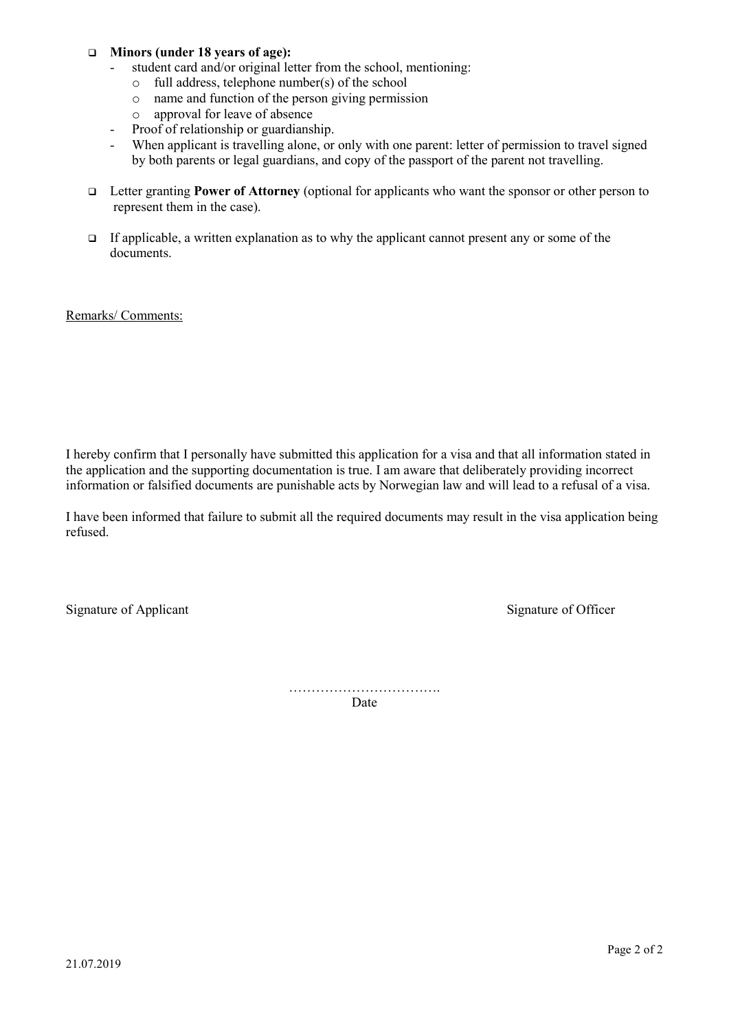- **Minors (under 18 years of age):**
  - student card and/or original letter from the school, mentioning:
    - full address, telephone number(s) of the school
    - name and function of the person giving permission
    - approval for leave of absence
  - Proof of relationship or guardianship.
  - When applicant is travelling alone, or only with one parent: letter of permission to travel signed by both parents or legal guardians, and copy of the passport of the parent not travelling.

- Letter granting **Power of Attorney** (optional for applicants who want the sponsor or other person to represent them in the case).

- If applicable, a written explanation as to why the applicant cannot present any or some of the documents.

Remarks/ Comments:

I hereby confirm that I personally have submitted this application for a visa and that all information stated in the application and the supporting documentation is true. I am aware that deliberately providing incorrect information or falsified documents are punishable acts by Norwegian law and will lead to a refusal of a visa.

I have been informed that failure to submit all the required documents may result in the visa application being refused.

Signature of Applicant

Signature of Officer

…………………………….
Date

21.07.2019